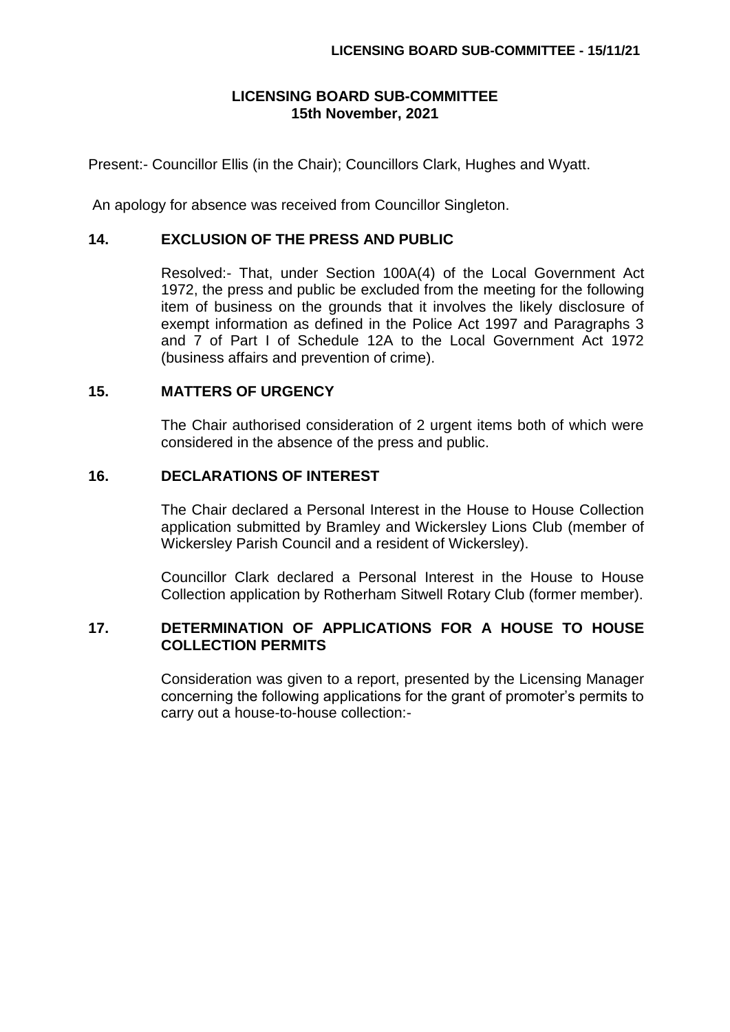# LICENSING BOARD SUB-COMMITTEE
## 15th November, 2021

Present:- Councillor Ellis (in the Chair); Councillors Clark, Hughes and Wyatt.

An apology for absence was received from Councillor Singleton.

### 14. EXCLUSION OF THE PRESS AND PUBLIC

Resolved:- That, under Section 100A(4) of the Local Government Act 1972, the press and public be excluded from the meeting for the following item of business on the grounds that it involves the likely disclosure of exempt information as defined in the Police Act 1997 and Paragraphs 3 and 7 of Part I of Schedule 12A to the Local Government Act 1972 (business affairs and prevention of crime).

### 15. MATTERS OF URGENCY

The Chair authorised consideration of 2 urgent items both of which were considered in the absence of the press and public.

### 16. DECLARATIONS OF INTEREST

The Chair declared a Personal Interest in the House to House Collection application submitted by Bramley and Wickersley Lions Club (member of Wickersley Parish Council and a resident of Wickersley).

Councillor Clark declared a Personal Interest in the House to House Collection application by Rotherham Sitwell Rotary Club (former member).

### 17. DETERMINATION OF APPLICATIONS FOR A HOUSE TO HOUSE COLLECTION PERMITS

Consideration was given to a report, presented by the Licensing Manager concerning the following applications for the grant of promoter's permits to carry out a house-to-house collection:-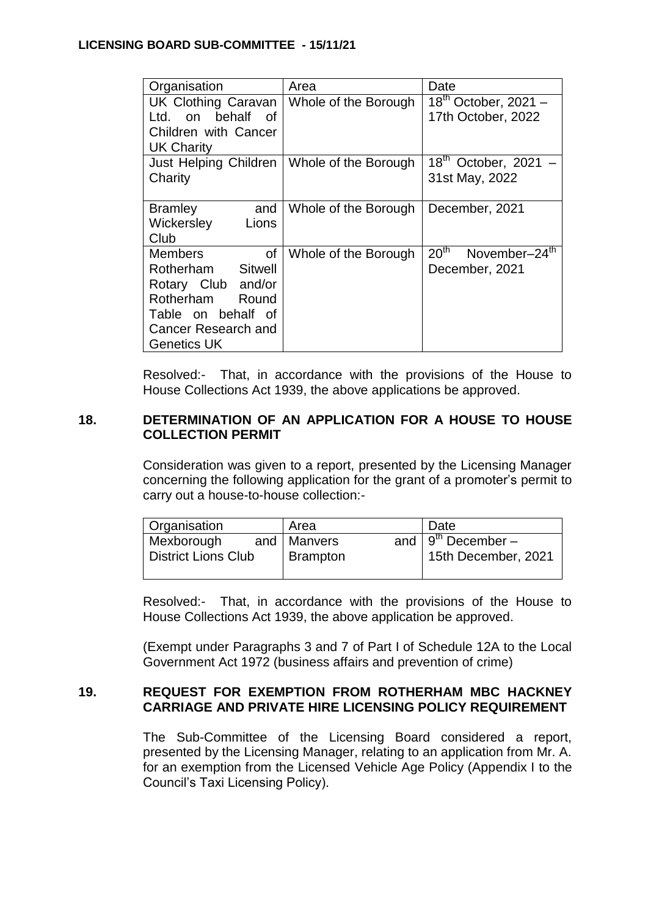| Organisation | Area | Date |
| --- | --- | --- |
| UK Clothing Caravan Ltd. on behalf of Children with Cancer UK Charity | Whole of the Borough | 18th October, 2021 – 17th October, 2022 |
| Just Helping Children Charity | Whole of the Borough | 18th October, 2021 – 31st May, 2022 |
| Bramley and Wickersley Lions Club | Whole of the Borough | December, 2021 |
| Members of Rotherham Sitwell Rotary Club and/or Rotherham Round Table on behalf of Cancer Research and Genetics UK | Whole of the Borough | 20th November–24th December, 2021 |

Resolved:- That, in accordance with the provisions of the House to House Collections Act 1939, the above applications be approved.

## 18. DETERMINATION OF AN APPLICATION FOR A HOUSE TO HOUSE COLLECTION PERMIT

Consideration was given to a report, presented by the Licensing Manager concerning the following application for the grant of a promoter's permit to carry out a house-to-house collection:-

| Organisation | Area | Date |
| --- | --- | --- |
| Mexborough and District Lions Club | Manvers and Brampton | 9th December – 15th December, 2021 |

Resolved:- That, in accordance with the provisions of the House to House Collections Act 1939, the above application be approved.

(Exempt under Paragraphs 3 and 7 of Part I of Schedule 12A to the Local Government Act 1972 (business affairs and prevention of crime)

## 19. REQUEST FOR EXEMPTION FROM ROTHERHAM MBC HACKNEY CARRIAGE AND PRIVATE HIRE LICENSING POLICY REQUIREMENT

The Sub-Committee of the Licensing Board considered a report, presented by the Licensing Manager, relating to an application from Mr. A. for an exemption from the Licensed Vehicle Age Policy (Appendix I to the Council's Taxi Licensing Policy).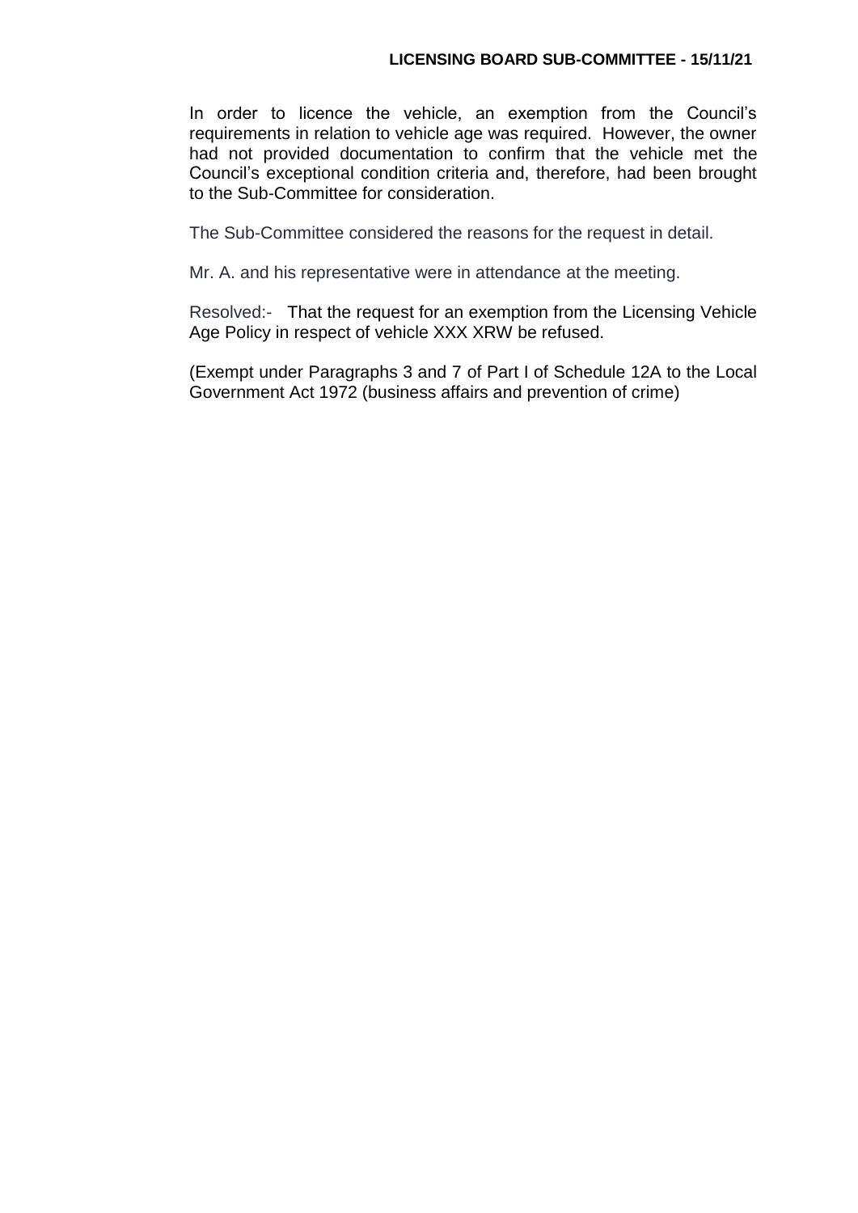In order to licence the vehicle, an exemption from the Council's requirements in relation to vehicle age was required. However, the owner had not provided documentation to confirm that the vehicle met the Council's exceptional condition criteria and, therefore, had been brought to the Sub-Committee for consideration.

The Sub-Committee considered the reasons for the request in detail.

Mr. A. and his representative were in attendance at the meeting.

Resolved:- That the request for an exemption from the Licensing Vehicle Age Policy in respect of vehicle XXX XRW be refused.

(Exempt under Paragraphs 3 and 7 of Part I of Schedule 12A to the Local Government Act 1972 (business affairs and prevention of crime)